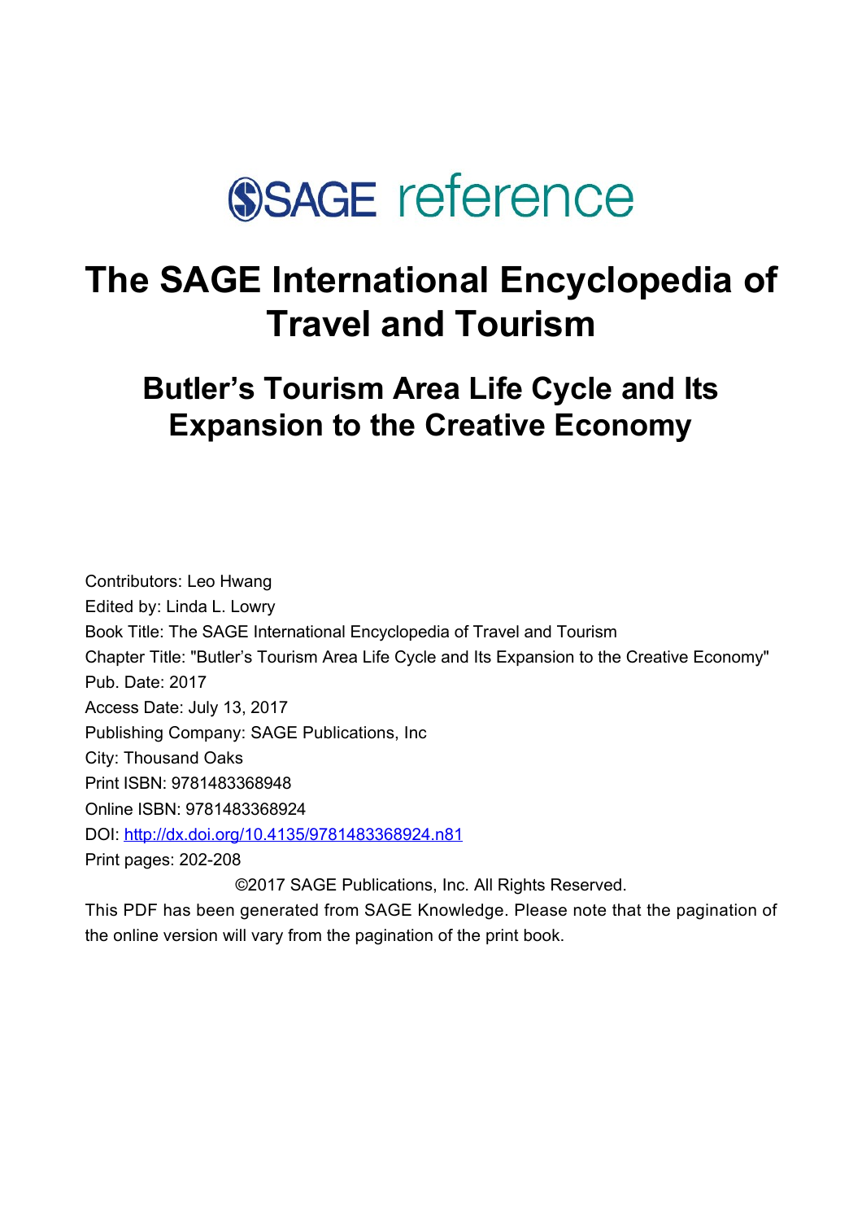SAGE reference

# The SAGE International Encyclopedia of Travel and Tourism

## Butler's Tourism Area Life Cycle and Its Expansion to the Creative Economy

Contributors: Leo Hwang
Edited by: Linda L. Lowry
Book Title: The SAGE International Encyclopedia of Travel and Tourism
Chapter Title: "Butler's Tourism Area Life Cycle and Its Expansion to the Creative Economy"
Pub. Date: 2017
Access Date: July 13, 2017
Publishing Company: SAGE Publications, Inc
City: Thousand Oaks
Print ISBN: 9781483368948
Online ISBN: 9781483368924
DOI: [http://dx.doi.org/10.4135/9781483368924.n81](http://dx.doi.org/10.4135/9781483368924.n81)
Print pages: 202-208

©2017 SAGE Publications, Inc. All Rights Reserved.

This PDF has been generated from SAGE Knowledge. Please note that the pagination of the online version will vary from the pagination of the print book.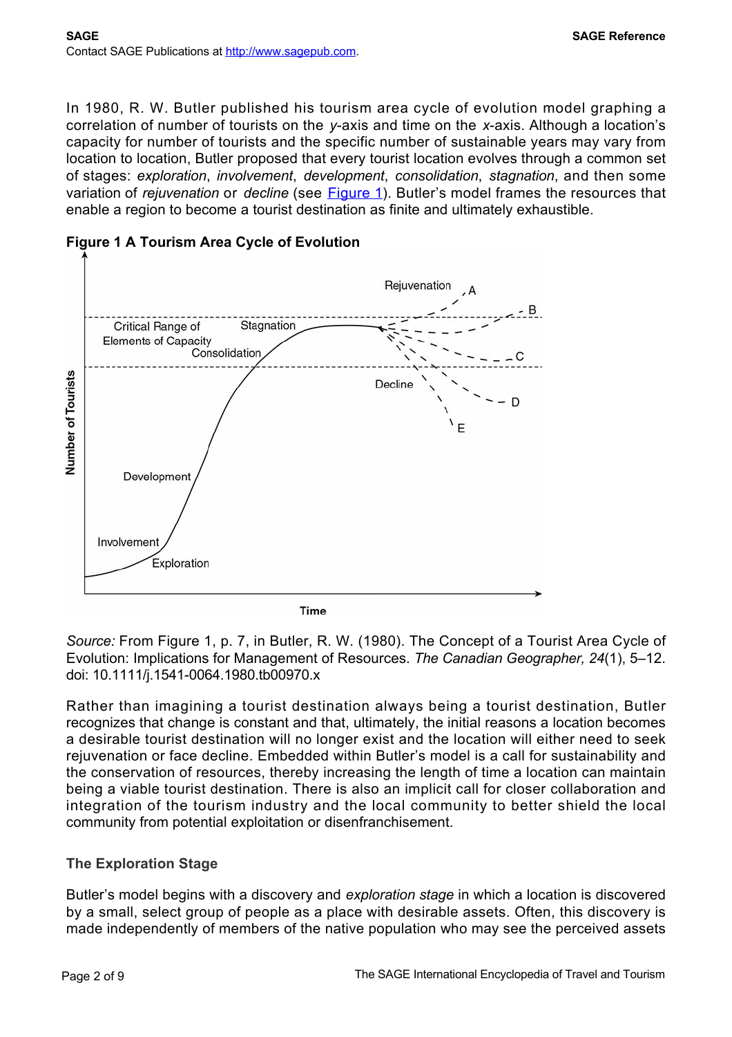In 1980, R. W. Butler published his tourism area cycle of evolution model graphing a correlation of number of tourists on the *y*-axis and time on the *x*-axis. Although a location's capacity for number of tourists and the specific number of sustainable years may vary from location to location, Butler proposed that every tourist location evolves through a common set of stages: *exploration*, *involvement*, *development*, *consolidation*, *stagnation*, and then some variation of *rejuvenation* or *decline* (see Figure 1). Butler's model frames the resources that enable a region to become a tourist destination as finite and ultimately exhaustible.

**Figure 1 A Tourism Area Cycle of Evolution**

*Source:* From Figure 1, p. 7, in Butler, R. W. (1980). The Concept of a Tourist Area Cycle of Evolution: Implications for Management of Resources. *The Canadian Geographer, 24*(1), 5–12. doi: 10.1111/j.1541-0064.1980.tb00970.x

Rather than imagining a tourist destination always being a tourist destination, Butler recognizes that change is constant and that, ultimately, the initial reasons a location becomes a desirable tourist destination will no longer exist and the location will either need to seek rejuvenation or face decline. Embedded within Butler's model is a call for sustainability and the conservation of resources, thereby increasing the length of time a location can maintain being a viable tourist destination. There is also an implicit call for closer collaboration and integration of the tourism industry and the local community to better shield the local community from potential exploitation or disenfranchisement.

### The Exploration Stage

Butler's model begins with a discovery and *exploration stage* in which a location is discovered by a small, select group of people as a place with desirable assets. Often, this discovery is made independently of members of the native population who may see the perceived assets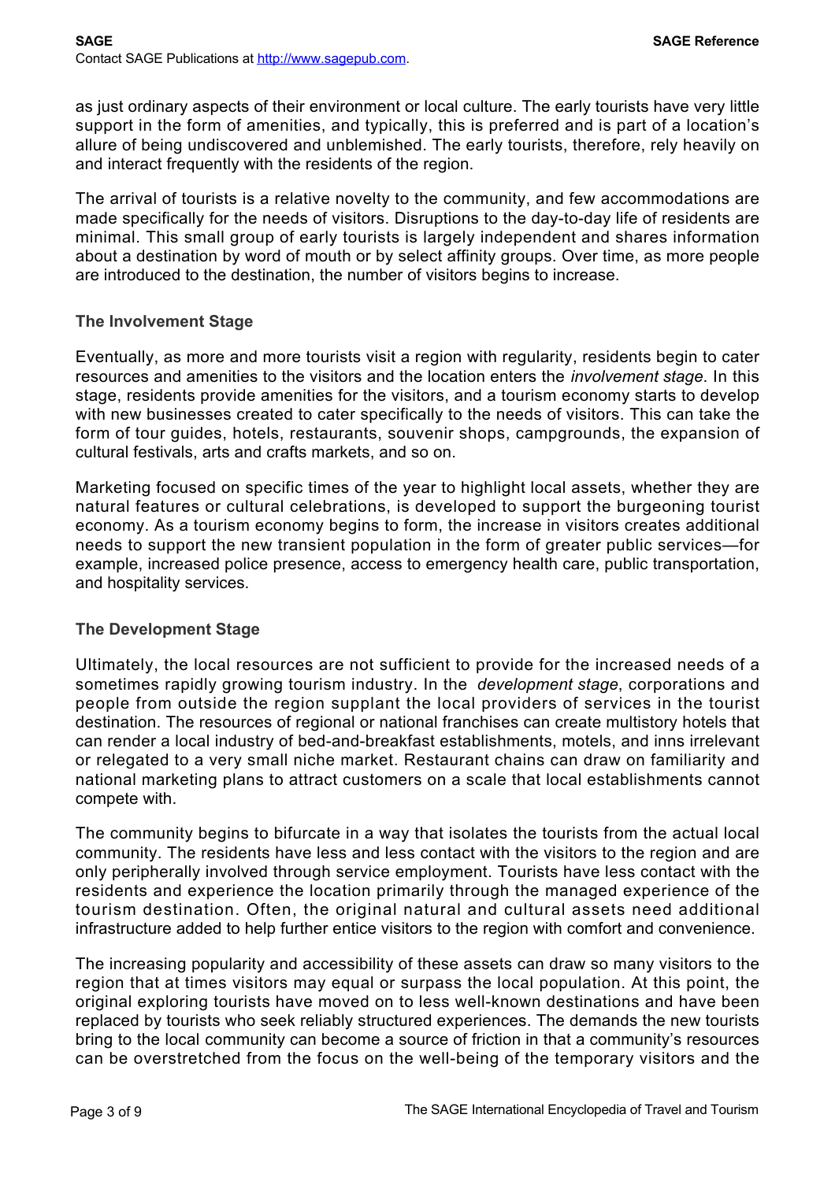as just ordinary aspects of their environment or local culture. The early tourists have very little support in the form of amenities, and typically, this is preferred and is part of a location's allure of being undiscovered and unblemished. The early tourists, therefore, rely heavily on and interact frequently with the residents of the region.

The arrival of tourists is a relative novelty to the community, and few accommodations are made specifically for the needs of visitors. Disruptions to the day-to-day life of residents are minimal. This small group of early tourists is largely independent and shares information about a destination by word of mouth or by select affinity groups. Over time, as more people are introduced to the destination, the number of visitors begins to increase.

### The Involvement Stage

Eventually, as more and more tourists visit a region with regularity, residents begin to cater resources and amenities to the visitors and the location enters the *involvement stage.* In this stage, residents provide amenities for the visitors, and a tourism economy starts to develop with new businesses created to cater specifically to the needs of visitors. This can take the form of tour guides, hotels, restaurants, souvenir shops, campgrounds, the expansion of cultural festivals, arts and crafts markets, and so on.

Marketing focused on specific times of the year to highlight local assets, whether they are natural features or cultural celebrations, is developed to support the burgeoning tourist economy. As a tourism economy begins to form, the increase in visitors creates additional needs to support the new transient population in the form of greater public services—for example, increased police presence, access to emergency health care, public transportation, and hospitality services.

### The Development Stage

Ultimately, the local resources are not sufficient to provide for the increased needs of a sometimes rapidly growing tourism industry. In the *development stage*, corporations and people from outside the region supplant the local providers of services in the tourist destination. The resources of regional or national franchises can create multistory hotels that can render a local industry of bed-and-breakfast establishments, motels, and inns irrelevant or relegated to a very small niche market. Restaurant chains can draw on familiarity and national marketing plans to attract customers on a scale that local establishments cannot compete with.

The community begins to bifurcate in a way that isolates the tourists from the actual local community. The residents have less and less contact with the visitors to the region and are only peripherally involved through service employment. Tourists have less contact with the residents and experience the location primarily through the managed experience of the tourism destination. Often, the original natural and cultural assets need additional infrastructure added to help further entice visitors to the region with comfort and convenience.

The increasing popularity and accessibility of these assets can draw so many visitors to the region that at times visitors may equal or surpass the local population. At this point, the original exploring tourists have moved on to less well-known destinations and have been replaced by tourists who seek reliably structured experiences. The demands the new tourists bring to the local community can become a source of friction in that a community's resources can be overstretched from the focus on the well-being of the temporary visitors and the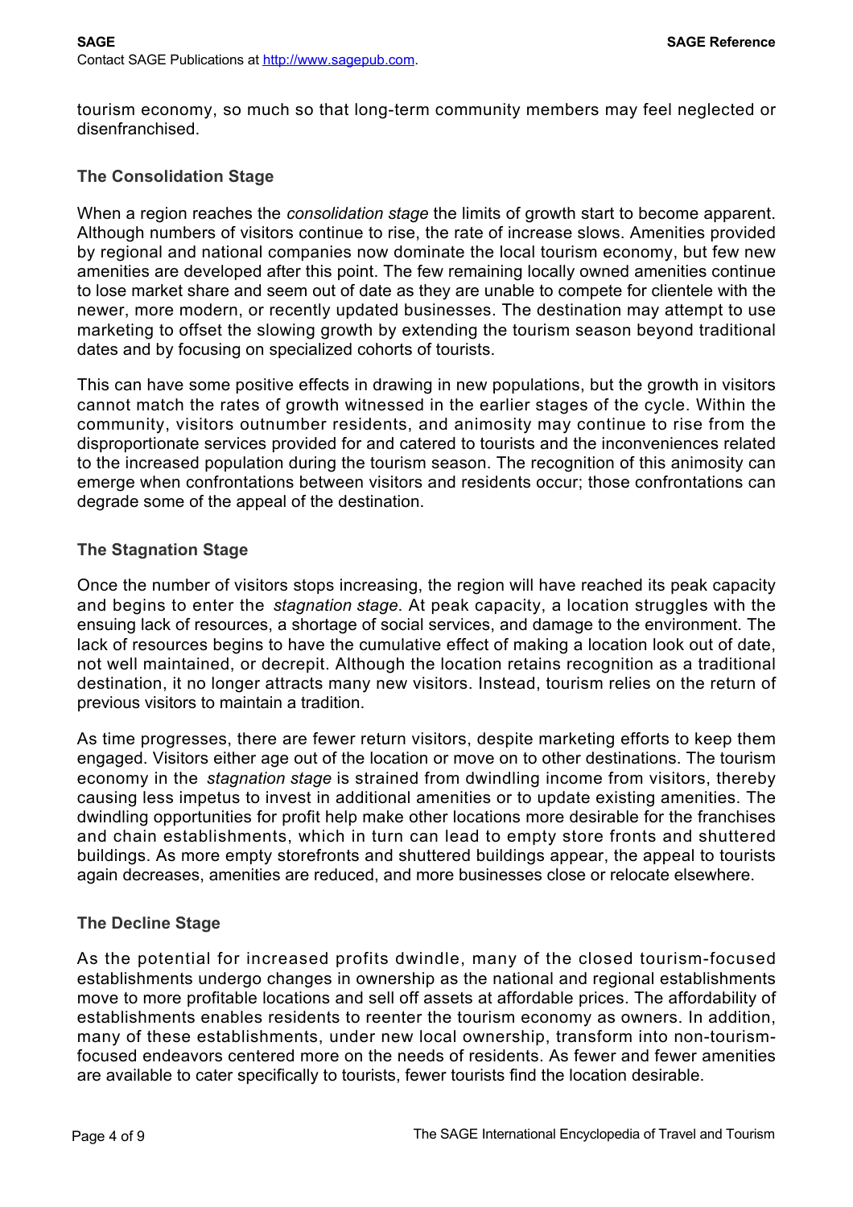tourism economy, so much so that long-term community members may feel neglected or disenfranchised.

### The Consolidation Stage

When a region reaches the *consolidation stage* the limits of growth start to become apparent. Although numbers of visitors continue to rise, the rate of increase slows. Amenities provided by regional and national companies now dominate the local tourism economy, but few new amenities are developed after this point. The few remaining locally owned amenities continue to lose market share and seem out of date as they are unable to compete for clientele with the newer, more modern, or recently updated businesses. The destination may attempt to use marketing to offset the slowing growth by extending the tourism season beyond traditional dates and by focusing on specialized cohorts of tourists.

This can have some positive effects in drawing in new populations, but the growth in visitors cannot match the rates of growth witnessed in the earlier stages of the cycle. Within the community, visitors outnumber residents, and animosity may continue to rise from the disproportionate services provided for and catered to tourists and the inconveniences related to the increased population during the tourism season. The recognition of this animosity can emerge when confrontations between visitors and residents occur; those confrontations can degrade some of the appeal of the destination.

### The Stagnation Stage

Once the number of visitors stops increasing, the region will have reached its peak capacity and begins to enter the *stagnation stage*. At peak capacity, a location struggles with the ensuing lack of resources, a shortage of social services, and damage to the environment. The lack of resources begins to have the cumulative effect of making a location look out of date, not well maintained, or decrepit. Although the location retains recognition as a traditional destination, it no longer attracts many new visitors. Instead, tourism relies on the return of previous visitors to maintain a tradition.

As time progresses, there are fewer return visitors, despite marketing efforts to keep them engaged. Visitors either age out of the location or move on to other destinations. The tourism economy in the *stagnation stage* is strained from dwindling income from visitors, thereby causing less impetus to invest in additional amenities or to update existing amenities. The dwindling opportunities for profit help make other locations more desirable for the franchises and chain establishments, which in turn can lead to empty store fronts and shuttered buildings. As more empty storefronts and shuttered buildings appear, the appeal to tourists again decreases, amenities are reduced, and more businesses close or relocate elsewhere.

### The Decline Stage

As the potential for increased profits dwindle, many of the closed tourism-focused establishments undergo changes in ownership as the national and regional establishments move to more profitable locations and sell off assets at affordable prices. The affordability of establishments enables residents to reenter the tourism economy as owners. In addition, many of these establishments, under new local ownership, transform into non-tourism-focused endeavors centered more on the needs of residents. As fewer and fewer amenities are available to cater specifically to tourists, fewer tourists find the location desirable.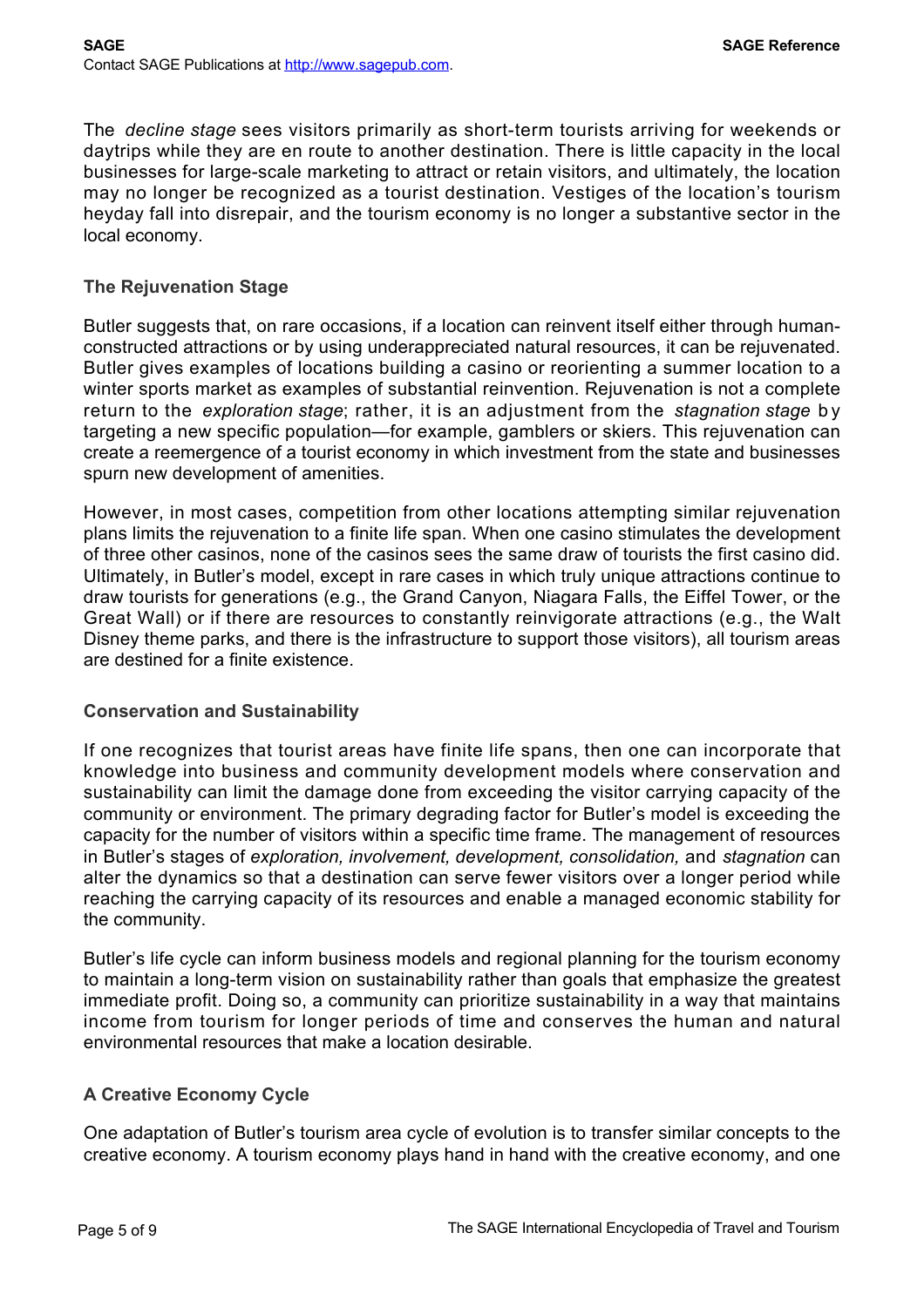The *decline stage* sees visitors primarily as short-term tourists arriving for weekends or daytrips while they are en route to another destination. There is little capacity in the local businesses for large-scale marketing to attract or retain visitors, and ultimately, the location may no longer be recognized as a tourist destination. Vestiges of the location's tourism heyday fall into disrepair, and the tourism economy is no longer a substantive sector in the local economy.

### The Rejuvenation Stage

Butler suggests that, on rare occasions, if a location can reinvent itself either through human-constructed attractions or by using underappreciated natural resources, it can be rejuvenated. Butler gives examples of locations building a casino or reorienting a summer location to a winter sports market as examples of substantial reinvention. Rejuvenation is not a complete return to the *exploration stage*; rather, it is an adjustment from the *stagnation stage* by targeting a new specific population—for example, gamblers or skiers. This rejuvenation can create a reemergence of a tourist economy in which investment from the state and businesses spurn new development of amenities.

However, in most cases, competition from other locations attempting similar rejuvenation plans limits the rejuvenation to a finite life span. When one casino stimulates the development of three other casinos, none of the casinos sees the same draw of tourists the first casino did. Ultimately, in Butler's model, except in rare cases in which truly unique attractions continue to draw tourists for generations (e.g., the Grand Canyon, Niagara Falls, the Eiffel Tower, or the Great Wall) or if there are resources to constantly reinvigorate attractions (e.g., the Walt Disney theme parks, and there is the infrastructure to support those visitors), all tourism areas are destined for a finite existence.

### Conservation and Sustainability

If one recognizes that tourist areas have finite life spans, then one can incorporate that knowledge into business and community development models where conservation and sustainability can limit the damage done from exceeding the visitor carrying capacity of the community or environment. The primary degrading factor for Butler's model is exceeding the capacity for the number of visitors within a specific time frame. The management of resources in Butler's stages of *exploration, involvement, development, consolidation,* and *stagnation* can alter the dynamics so that a destination can serve fewer visitors over a longer period while reaching the carrying capacity of its resources and enable a managed economic stability for the community.

Butler's life cycle can inform business models and regional planning for the tourism economy to maintain a long-term vision on sustainability rather than goals that emphasize the greatest immediate profit. Doing so, a community can prioritize sustainability in a way that maintains income from tourism for longer periods of time and conserves the human and natural environmental resources that make a location desirable.

### A Creative Economy Cycle

One adaptation of Butler's tourism area cycle of evolution is to transfer similar concepts to the creative economy. A tourism economy plays hand in hand with the creative economy, and one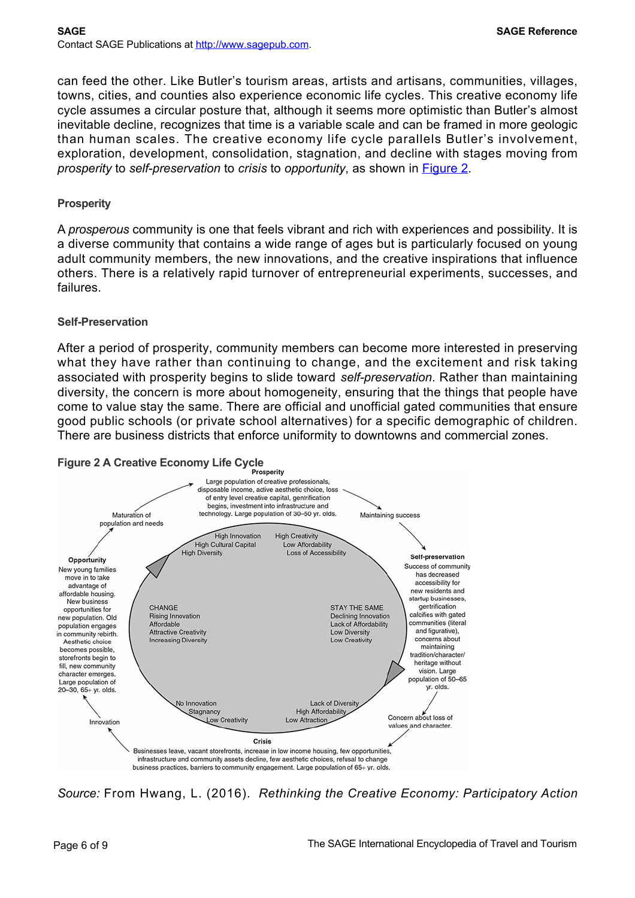can feed the other. Like Butler's tourism areas, artists and artisans, communities, villages, towns, cities, and counties also experience economic life cycles. This creative economy life cycle assumes a circular posture that, although it seems more optimistic than Butler's almost inevitable decline, recognizes that time is a variable scale and can be framed in more geologic than human scales. The creative economy life cycle parallels Butler's involvement, exploration, development, consolidation, stagnation, and decline with stages moving from *prosperity* to *self-preservation* to *crisis* to *opportunity*, as shown in Figure 2.

### Prosperity

A *prosperous* community is one that feels vibrant and rich with experiences and possibility. It is a diverse community that contains a wide range of ages but is particularly focused on young adult community members, the new innovations, and the creative inspirations that influence others. There is a relatively rapid turnover of entrepreneurial experiments, successes, and failures.

### Self-Preservation

After a period of prosperity, community members can become more interested in preserving what they have rather than continuing to change, and the excitement and risk taking associated with prosperity begins to slide toward *self-preservation*. Rather than maintaining diversity, the concern is more about homogeneity, ensuring that the things that people have come to value stay the same. There are official and unofficial gated communities that ensure good public schools (or private school alternatives) for a specific demographic of children. There are business districts that enforce uniformity to downtowns and commercial zones.

**Figure 2 A Creative Economy Life Cycle**

**Prosperity**
Large population of creative professionals, disposable income, active aesthetic choice, loss of entry level creative capital, gentrification begins, investment into infrastructure and technology. Large population of 30–50 yr. olds.

Maintaining success

**Self-preservation**
Success of community has decreased accessibility for new residents and startup businesses, gentrification calcifies with gated communities (literal and figurative), concerns about maintaining tradition/character/heritage without vision. Large population of 50–65 yr. olds.

Concern about loss of values and character.

**Crisis**
Businesses leave, vacant storefronts, increase in low income housing, few opportunities, infrastructure and community assets decline, few aesthetic choices, refusal to change business practices, barriers to community engagement. Large population of 65+ yr. olds.

Innovation

**Opportunity**
New young families move in to take advantage of affordable housing. New business opportunities for new population. Old population engages in community rebirth. Aesthetic choice becomes possible, storefronts begin to fill, new community character emerges. Large population of 20–30, 65+ yr. olds.

Maturation of population and needs

High Innovation, High Cultural Capital, High Diversity
High Creativity, Low Affordability, Loss of Accessibility
CHANGE: Rising Innovation, Affordable, Attractive Creativity, Increasing Diversity
STAY THE SAME: Declining Innovation, Lack of Affordability, Low Diversity, Low Creativity
No Innovation, Stagnancy, Low Creativity
Lack of Diversity, High Affordability, Low Attraction

*Source:* From Hwang, L. (2016). *Rethinking the Creative Economy: Participatory Action*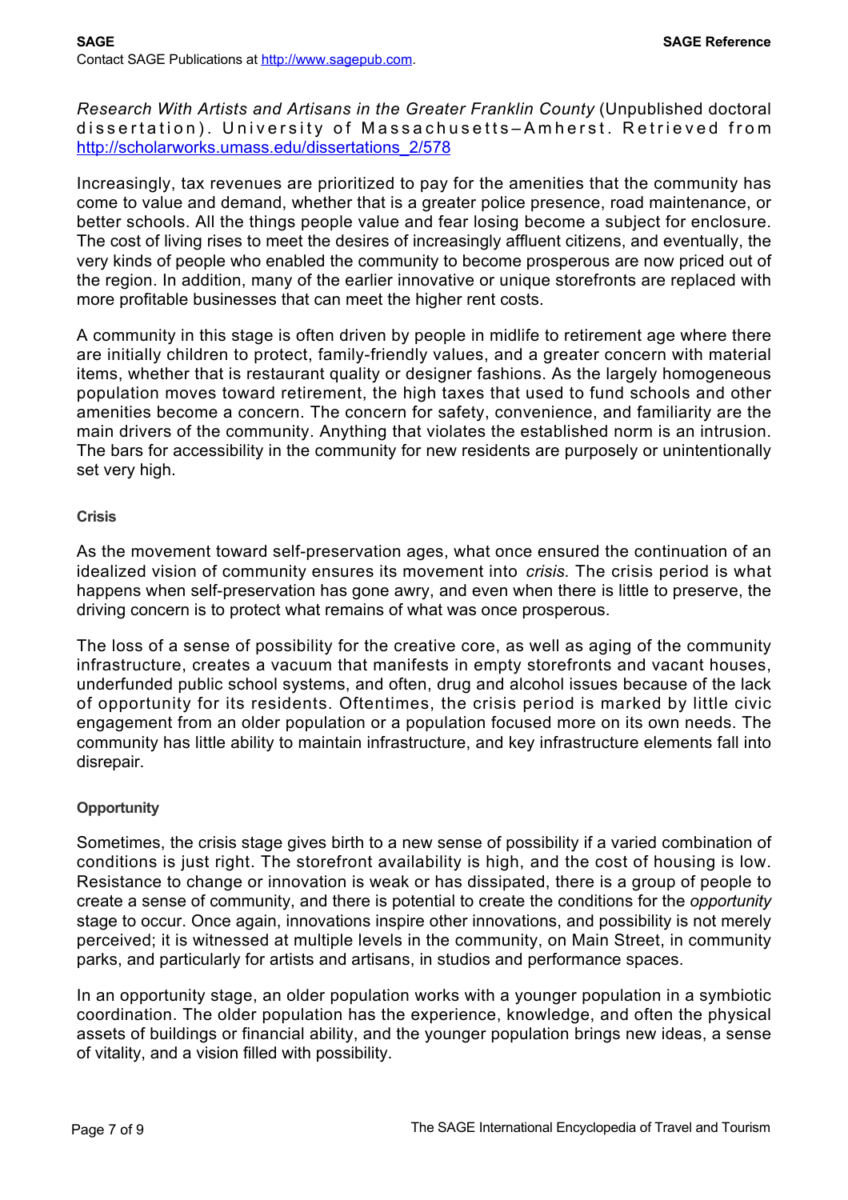*Research With Artists and Artisans in the Greater Franklin County* (Unpublished doctoral dissertation). University of Massachusetts–Amherst. Retrieved from http://scholarworks.umass.edu/dissertations_2/578

Increasingly, tax revenues are prioritized to pay for the amenities that the community has come to value and demand, whether that is a greater police presence, road maintenance, or better schools. All the things people value and fear losing become a subject for enclosure. The cost of living rises to meet the desires of increasingly affluent citizens, and eventually, the very kinds of people who enabled the community to become prosperous are now priced out of the region. In addition, many of the earlier innovative or unique storefronts are replaced with more profitable businesses that can meet the higher rent costs.

A community in this stage is often driven by people in midlife to retirement age where there are initially children to protect, family-friendly values, and a greater concern with material items, whether that is restaurant quality or designer fashions. As the largely homogeneous population moves toward retirement, the high taxes that used to fund schools and other amenities become a concern. The concern for safety, convenience, and familiarity are the main drivers of the community. Anything that violates the established norm is an intrusion. The bars for accessibility in the community for new residents are purposely or unintentionally set very high.

### Crisis

As the movement toward self-preservation ages, what once ensured the continuation of an idealized vision of community ensures its movement into *crisis*. The crisis period is what happens when self-preservation has gone awry, and even when there is little to preserve, the driving concern is to protect what remains of what was once prosperous.

The loss of a sense of possibility for the creative core, as well as aging of the community infrastructure, creates a vacuum that manifests in empty storefronts and vacant houses, underfunded public school systems, and often, drug and alcohol issues because of the lack of opportunity for its residents. Oftentimes, the crisis period is marked by little civic engagement from an older population or a population focused more on its own needs. The community has little ability to maintain infrastructure, and key infrastructure elements fall into disrepair.

### Opportunity

Sometimes, the crisis stage gives birth to a new sense of possibility if a varied combination of conditions is just right. The storefront availability is high, and the cost of housing is low. Resistance to change or innovation is weak or has dissipated, there is a group of people to create a sense of community, and there is potential to create the conditions for the *opportunity* stage to occur. Once again, innovations inspire other innovations, and possibility is not merely perceived; it is witnessed at multiple levels in the community, on Main Street, in community parks, and particularly for artists and artisans, in studios and performance spaces.

In an opportunity stage, an older population works with a younger population in a symbiotic coordination. The older population has the experience, knowledge, and often the physical assets of buildings or financial ability, and the younger population brings new ideas, a sense of vitality, and a vision filled with possibility.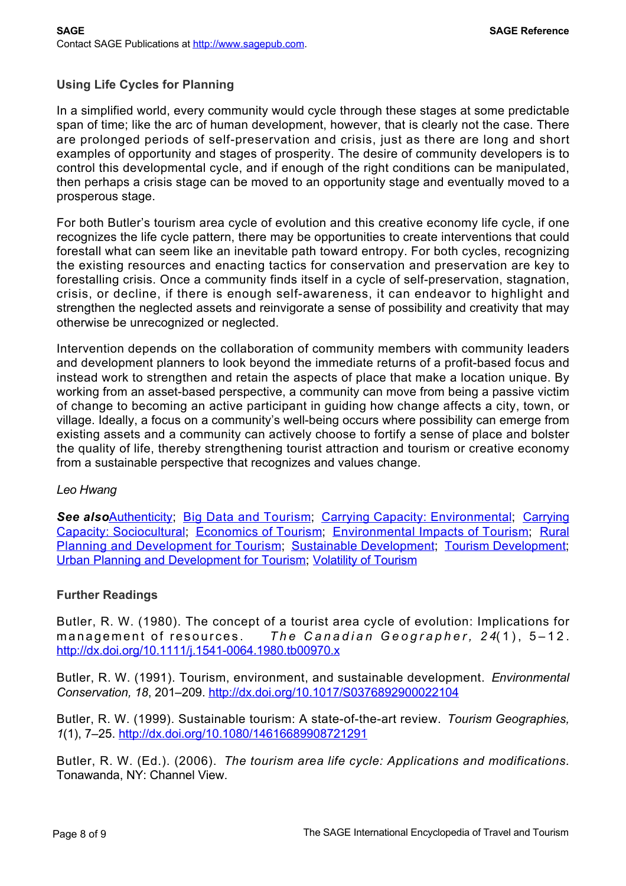### Using Life Cycles for Planning

In a simplified world, every community would cycle through these stages at some predictable span of time; like the arc of human development, however, that is clearly not the case. There are prolonged periods of self-preservation and crisis, just as there are long and short examples of opportunity and stages of prosperity. The desire of community developers is to control this developmental cycle, and if enough of the right conditions can be manipulated, then perhaps a crisis stage can be moved to an opportunity stage and eventually moved to a prosperous stage.

For both Butler's tourism area cycle of evolution and this creative economy life cycle, if one recognizes the life cycle pattern, there may be opportunities to create interventions that could forestall what can seem like an inevitable path toward entropy. For both cycles, recognizing the existing resources and enacting tactics for conservation and preservation are key to forestalling crisis. Once a community finds itself in a cycle of self-preservation, stagnation, crisis, or decline, if there is enough self-awareness, it can endeavor to highlight and strengthen the neglected assets and reinvigorate a sense of possibility and creativity that may otherwise be unrecognized or neglected.

Intervention depends on the collaboration of community members with community leaders and development planners to look beyond the immediate returns of a profit-based focus and instead work to strengthen and retain the aspects of place that make a location unique. By working from an asset-based perspective, a community can move from being a passive victim of change to becoming an active participant in guiding how change affects a city, town, or village. Ideally, a focus on a community's well-being occurs where possibility can emerge from existing assets and a community can actively choose to fortify a sense of place and bolster the quality of life, thereby strengthening tourist attraction and tourism or creative economy from a sustainable perspective that recognizes and values change.

*Leo Hwang*

***See also*** Authenticity; Big Data and Tourism; Carrying Capacity: Environmental; Carrying Capacity: Sociocultural; Economics of Tourism; Environmental Impacts of Tourism; Rural Planning and Development for Tourism; Sustainable Development; Tourism Development; Urban Planning and Development for Tourism; Volatility of Tourism

### Further Readings

Butler, R. W. (1980). The concept of a tourist area cycle of evolution: Implications for management of resources. *The Canadian Geographer, 24*(1), 5–12. http://dx.doi.org/10.1111/j.1541-0064.1980.tb00970.x

Butler, R. W. (1991). Tourism, environment, and sustainable development. *Environmental Conservation, 18*, 201–209. http://dx.doi.org/10.1017/S0376892900022104

Butler, R. W. (1999). Sustainable tourism: A state-of-the-art review. *Tourism Geographies, 1*(1), 7–25. http://dx.doi.org/10.1080/14616689908721291

Butler, R. W. (Ed.). (2006). *The tourism area life cycle: Applications and modifications.* Tonawanda, NY: Channel View.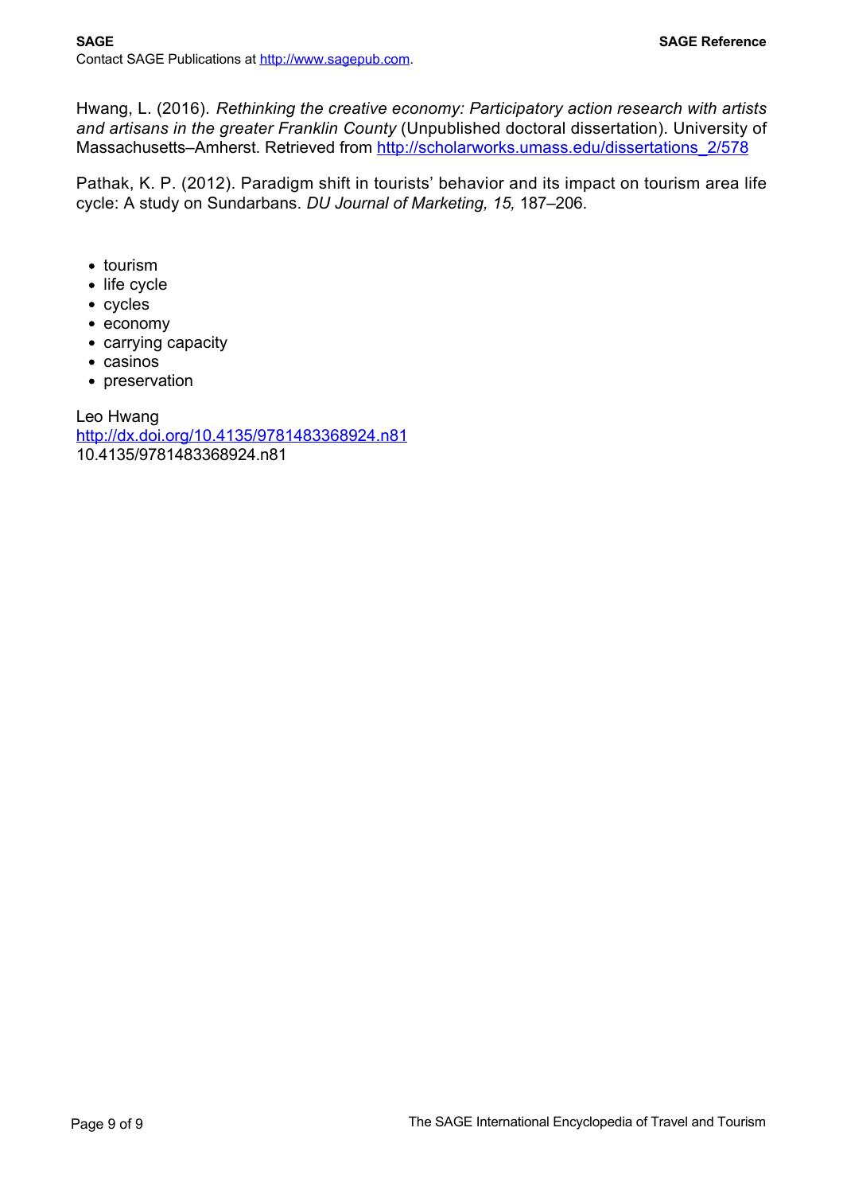Hwang, L. (2016). *Rethinking the creative economy: Participatory action research with artists and artisans in the greater Franklin County* (Unpublished doctoral dissertation). University of Massachusetts–Amherst. Retrieved from http://scholarworks.umass.edu/dissertations_2/578

Pathak, K. P. (2012). Paradigm shift in tourists' behavior and its impact on tourism area life cycle: A study on Sundarbans. *DU Journal of Marketing, 15,* 187–206.

- tourism
- life cycle
- cycles
- economy
- carrying capacity
- casinos
- preservation

Leo Hwang
http://dx.doi.org/10.4135/9781483368924.n81
10.4135/9781483368924.n81